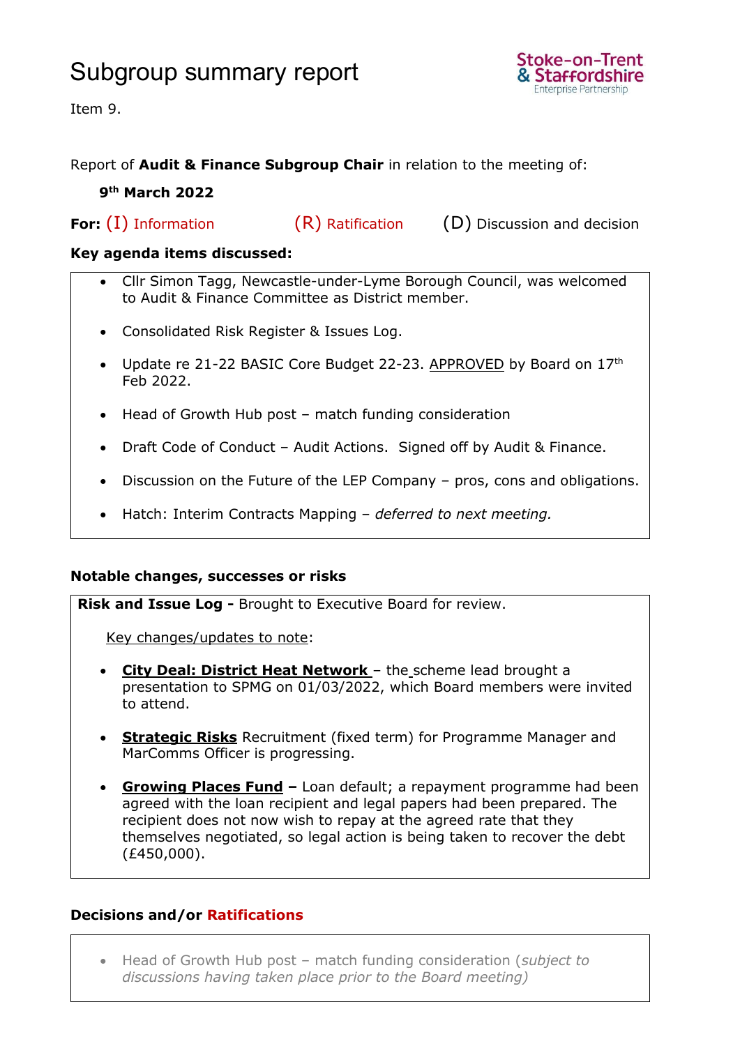# Subgroup summary report

Item 9.

Report of **Audit & Finance Subgroup Chair** in relation to the meeting of:

**9th March 2022**

**For:** (I) Information (R) Ratification (D) Discussion and decision

**Key agenda items discussed:**

- Cllr Simon Tagg, Newcastle-under-Lyme Borough Council, was welcomed to Audit & Finance Committee as District member.
- Consolidated Risk Register & Issues Log.
- Update re 21-22 BASIC Core Budget 22-23. APPROVED by Board on 17th Feb 2022.
- Head of Growth Hub post – match funding consideration
- Draft Code of Conduct – Audit Actions. Signed off by Audit & Finance.
- Discussion on the Future of the LEP Company – pros, cons and obligations.
- Hatch: Interim Contracts Mapping – *deferred to next meeting.*

**Notable changes, successes or risks**

**Risk and Issue Log -** Brought to Executive Board for review.

Key changes/updates to note:

- **City Deal: District Heat Network** – the scheme lead brought a presentation to SPMG on 01/03/2022, which Board members were invited to attend.
- **Strategic Risks** Recruitment (fixed term) for Programme Manager and MarComms Officer is progressing.
- **Growing Places Fund –** Loan default; a repayment programme had been agreed with the loan recipient and legal papers had been prepared. The recipient does not now wish to repay at the agreed rate that they themselves negotiated, so legal action is being taken to recover the debt (£450,000).

**Decisions and/or Ratifications**

- Head of Growth Hub post – match funding consideration (*subject to discussions having taken place prior to the Board meeting)*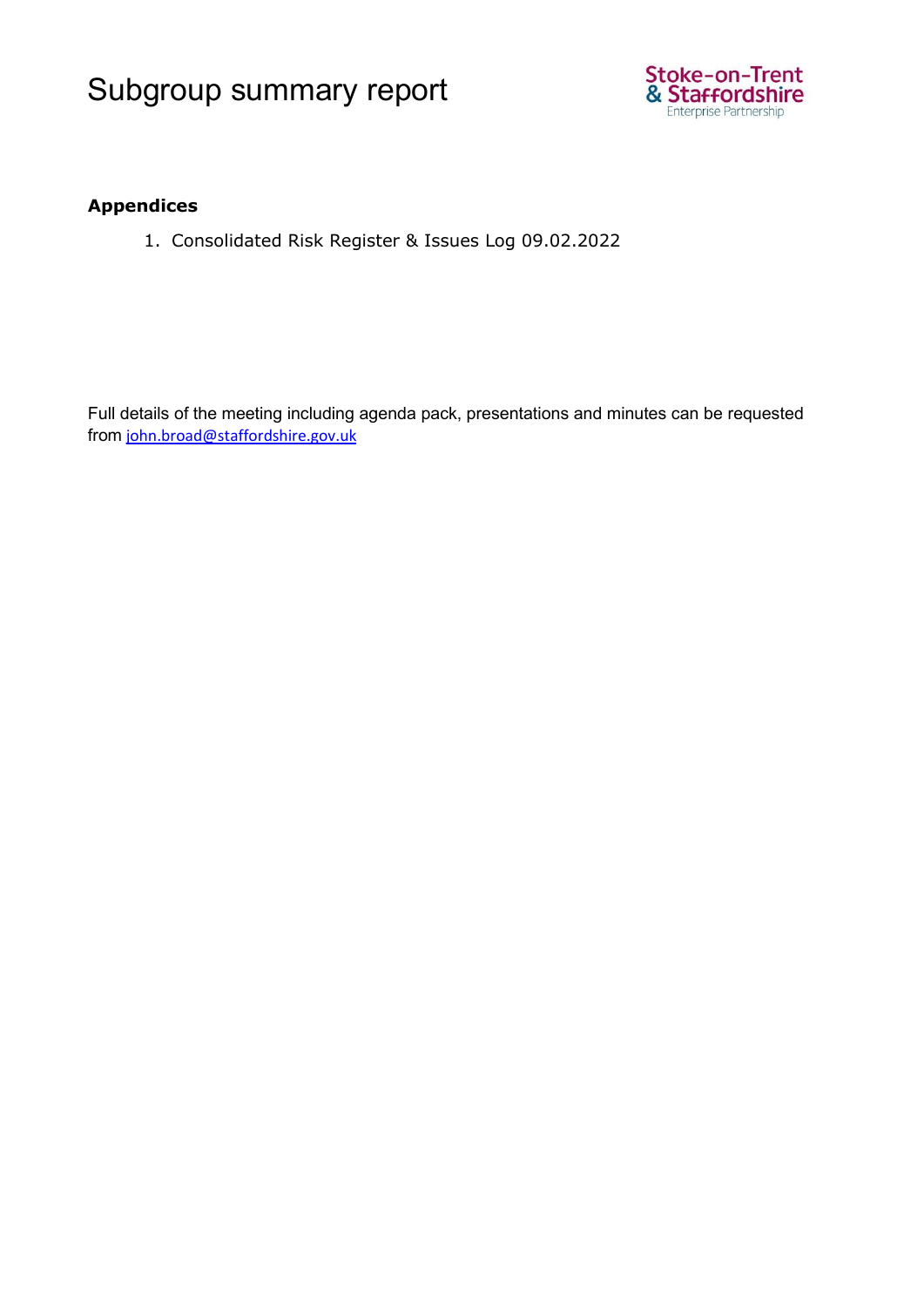**Appendices**

1. Consolidated Risk Register & Issues Log 09.02.2022

Full details of the meeting including agenda pack, presentations and minutes can be requested from john.broad@staffordshire.gov.uk